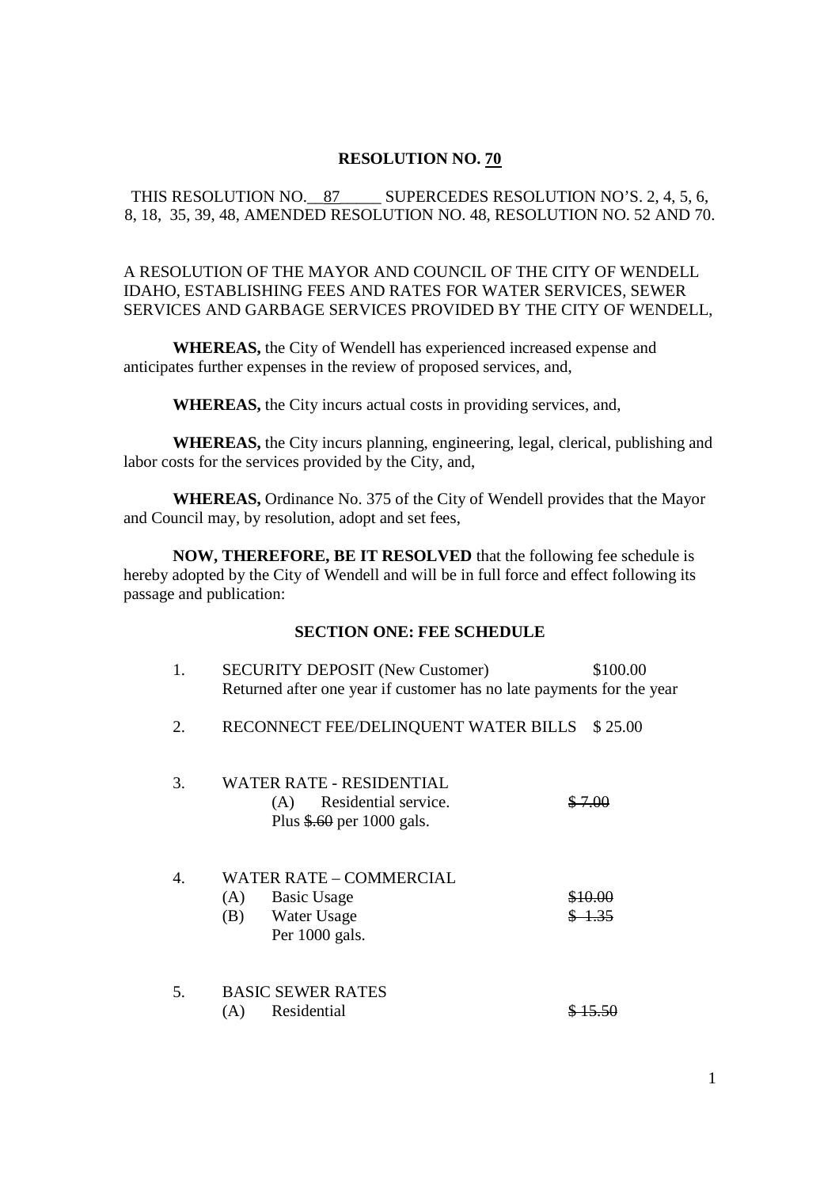**RESOLUTION NO. <u>70</u>**

THIS RESOLUTION NO.<u>  87     </u> SUPERCEDES RESOLUTION NO'S. 2, 4, 5, 6, 8, 18, 35, 39, 48, AMENDED RESOLUTION NO. 48, RESOLUTION NO. 52 AND 70.

A RESOLUTION OF THE MAYOR AND COUNCIL OF THE CITY OF WENDELL IDAHO, ESTABLISHING FEES AND RATES FOR WATER SERVICES, SEWER SERVICES AND GARBAGE SERVICES PROVIDED BY THE CITY OF WENDELL,

**WHEREAS,** the City of Wendell has experienced increased expense and anticipates further expenses in the review of proposed services, and,

**WHEREAS,** the City incurs actual costs in providing services, and,

**WHEREAS,** the City incurs planning, engineering, legal, clerical, publishing and labor costs for the services provided by the City, and,

**WHEREAS,** Ordinance No. 375 of the City of Wendell provides that the Mayor and Council may, by resolution, adopt and set fees,

**NOW, THEREFORE, BE IT RESOLVED** that the following fee schedule is hereby adopted by the City of Wendell and will be in full force and effect following its passage and publication:

**SECTION ONE: FEE SCHEDULE**

1. SECURITY DEPOSIT (New Customer) $100.00
   Returned after one year if customer has no late payments for the year

2. RECONNECT FEE/DELINQUENT WATER BILLS $ 25.00

3. WATER RATE - RESIDENTIAL
   (A) Residential service. ~~$ 7.00~~
   Plus ~~$.60~~ per 1000 gals.

4. WATER RATE – COMMERCIAL
   (A) Basic Usage ~~$10.00~~
   (B) Water Usage ~~$ 1.35~~
   Per 1000 gals.

5. BASIC SEWER RATES
   (A) Residential ~~$ 15.50~~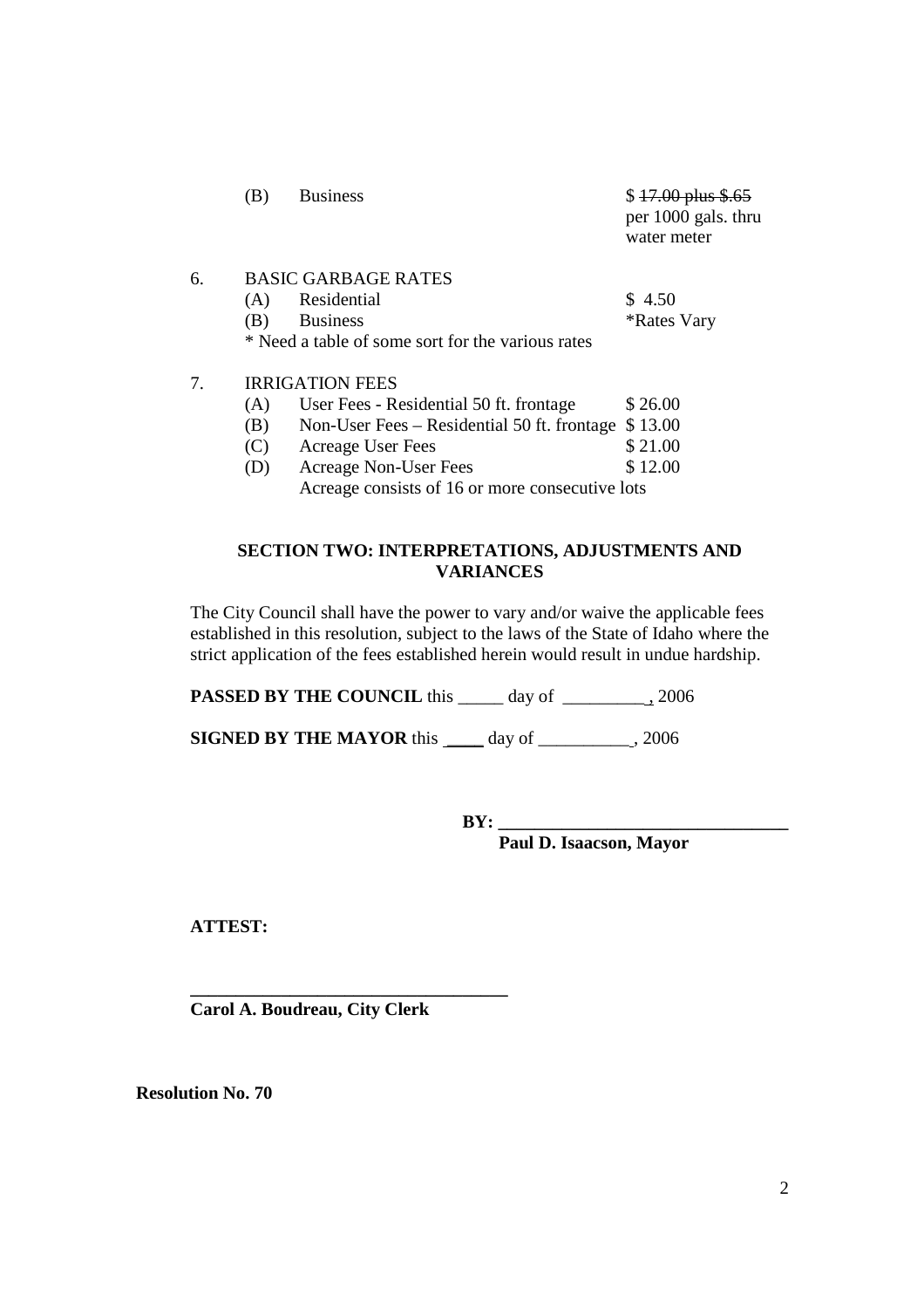(B) Business — $ ~~17.00 plus $.65~~ per 1000 gals. thru water meter

6. BASIC GARBAGE RATES

| | | |
|---|---|---|
| (A) | Residential | $ 4.50 |
| (B) | Business | *Rates Vary |

\* Need a table of some sort for the various rates

7. IRRIGATION FEES

| | | |
|---|---|---|
| (A) | User Fees - Residential 50 ft. frontage | $ 26.00 |
| (B) | Non-User Fees – Residential 50 ft. frontage | $ 13.00 |
| (C) | Acreage User Fees | $ 21.00 |
| (D) | Acreage Non-User Fees | $ 12.00 |

Acreage consists of 16 or more consecutive lots

## SECTION TWO: INTERPRETATIONS, ADJUSTMENTS AND VARIANCES

The City Council shall have the power to vary and/or waive the applicable fees established in this resolution, subject to the laws of the State of Idaho where the strict application of the fees established herein would result in undue hardship.

**PASSED BY THE COUNCIL** this _____ day of __________, 2006

**SIGNED BY THE MAYOR** this _____ day of __________, 2006

**BY: ________________________________**
**Paul D. Isaacson, Mayor**

**ATTEST:**

**________________________________**
**Carol A. Boudreau, City Clerk**

**Resolution No. 70**